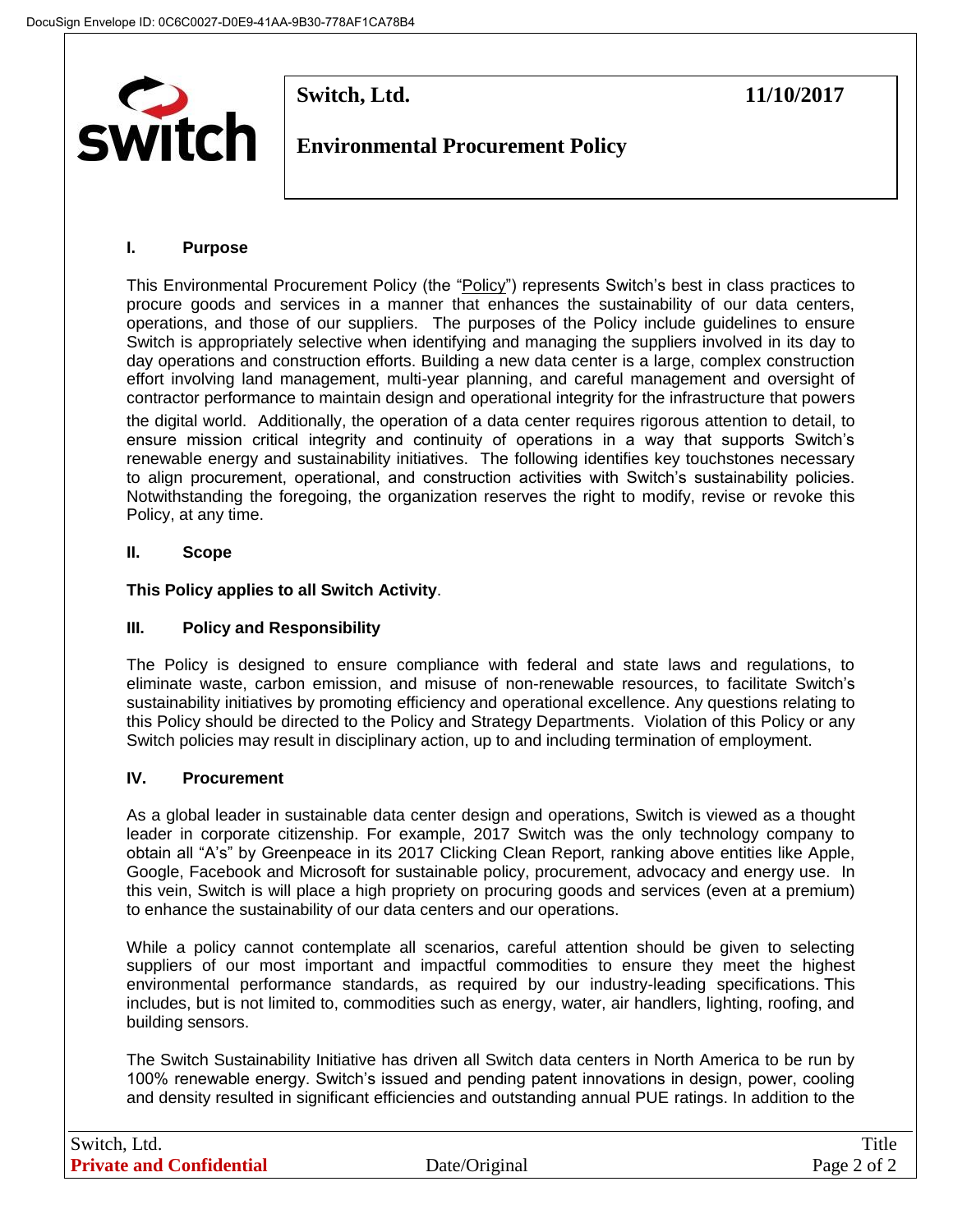# Switch, Ltd. 11/10/2017

## Environmental Procurement Policy

### I. Purpose

This Environmental Procurement Policy (the "Policy") represents Switch's best in class practices to procure goods and services in a manner that enhances the sustainability of our data centers, operations, and those of our suppliers. The purposes of the Policy include guidelines to ensure Switch is appropriately selective when identifying and managing the suppliers involved in its day to day operations and construction efforts. Building a new data center is a large, complex construction effort involving land management, multi-year planning, and careful management and oversight of contractor performance to maintain design and operational integrity for the infrastructure that powers the digital world. Additionally, the operation of a data center requires rigorous attention to detail, to ensure mission critical integrity and continuity of operations in a way that supports Switch's renewable energy and sustainability initiatives. The following identifies key touchstones necessary to align procurement, operational, and construction activities with Switch's sustainability policies. Notwithstanding the foregoing, the organization reserves the right to modify, revise or revoke this Policy, at any time.

### II. Scope

**This Policy applies to all Switch Activity**.

### III. Policy and Responsibility

The Policy is designed to ensure compliance with federal and state laws and regulations, to eliminate waste, carbon emission, and misuse of non-renewable resources, to facilitate Switch's sustainability initiatives by promoting efficiency and operational excellence. Any questions relating to this Policy should be directed to the Policy and Strategy Departments. Violation of this Policy or any Switch policies may result in disciplinary action, up to and including termination of employment.

### IV. Procurement

As a global leader in sustainable data center design and operations, Switch is viewed as a thought leader in corporate citizenship. For example, 2017 Switch was the only technology company to obtain all "A's" by Greenpeace in its 2017 Clicking Clean Report, ranking above entities like Apple, Google, Facebook and Microsoft for sustainable policy, procurement, advocacy and energy use. In this vein, Switch is will place a high propriety on procuring goods and services (even at a premium) to enhance the sustainability of our data centers and our operations.

While a policy cannot contemplate all scenarios, careful attention should be given to selecting suppliers of our most important and impactful commodities to ensure they meet the highest environmental performance standards, as required by our industry-leading specifications. This includes, but is not limited to, commodities such as energy, water, air handlers, lighting, roofing, and building sensors.

The Switch Sustainability Initiative has driven all Switch data centers in North America to be run by 100% renewable energy. Switch's issued and pending patent innovations in design, power, cooling and density resulted in significant efficiencies and outstanding annual PUE ratings. In addition to the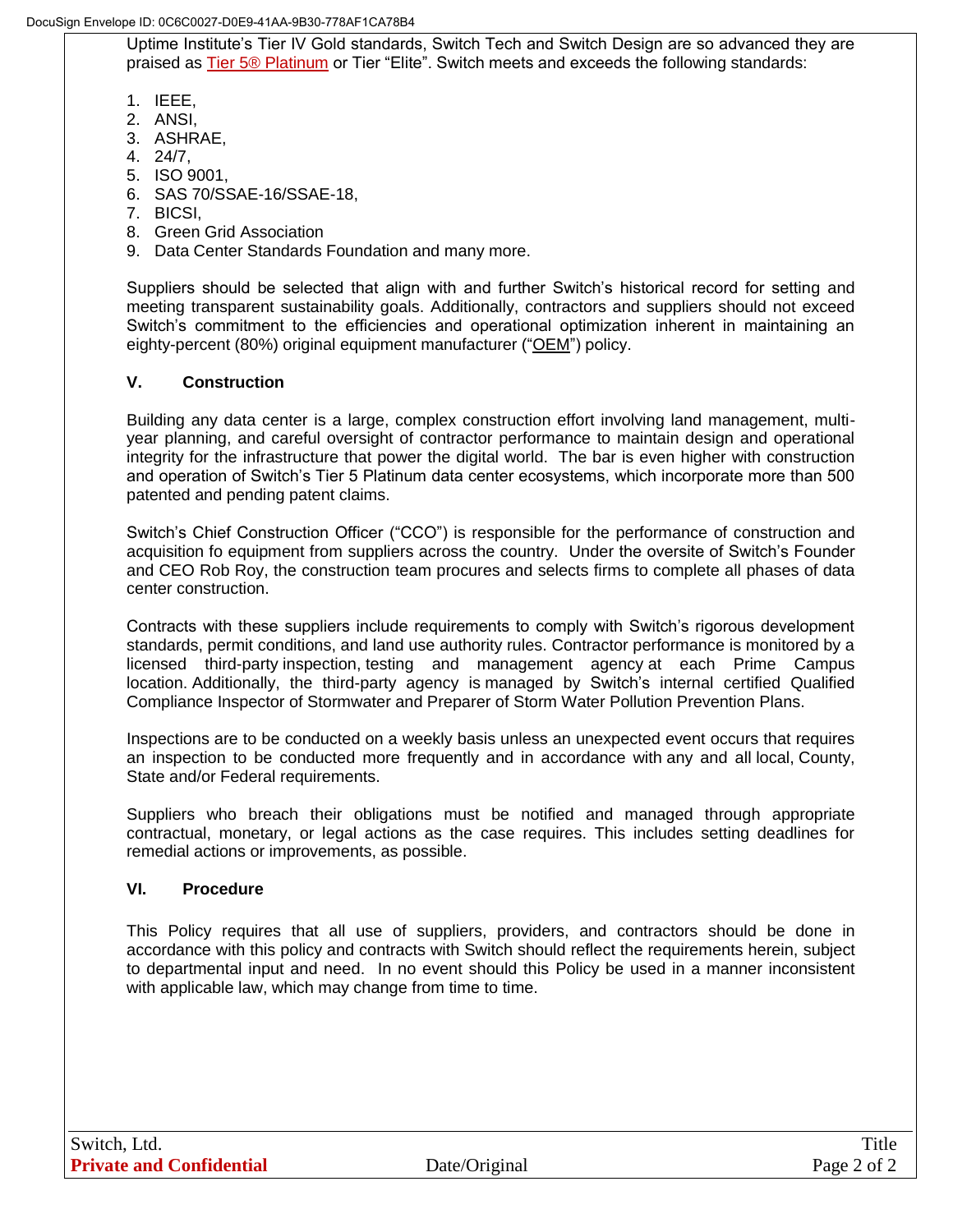Uptime Institute's Tier IV Gold standards, Switch Tech and Switch Design are so advanced they are praised as Tier 5® Platinum or Tier "Elite". Switch meets and exceeds the following standards:

1. IEEE,
2. ANSI,
3. ASHRAE,
4. 24/7,
5. ISO 9001,
6. SAS 70/SSAE-16/SSAE-18,
7. BICSI,
8. Green Grid Association
9. Data Center Standards Foundation and many more.

Suppliers should be selected that align with and further Switch's historical record for setting and meeting transparent sustainability goals. Additionally, contractors and suppliers should not exceed Switch's commitment to the efficiencies and operational optimization inherent in maintaining an eighty-percent (80%) original equipment manufacturer ("OEM") policy.

## V. Construction

Building any data center is a large, complex construction effort involving land management, multi-year planning, and careful oversight of contractor performance to maintain design and operational integrity for the infrastructure that power the digital world. The bar is even higher with construction and operation of Switch's Tier 5 Platinum data center ecosystems, which incorporate more than 500 patented and pending patent claims.

Switch's Chief Construction Officer ("CCO") is responsible for the performance of construction and acquisition fo equipment from suppliers across the country. Under the oversite of Switch's Founder and CEO Rob Roy, the construction team procures and selects firms to complete all phases of data center construction.

Contracts with these suppliers include requirements to comply with Switch's rigorous development standards, permit conditions, and land use authority rules. Contractor performance is monitored by a licensed third-party inspection, testing and management agency at each Prime Campus location. Additionally, the third-party agency is managed by Switch's internal certified Qualified Compliance Inspector of Stormwater and Preparer of Storm Water Pollution Prevention Plans.

Inspections are to be conducted on a weekly basis unless an unexpected event occurs that requires an inspection to be conducted more frequently and in accordance with any and all local, County, State and/or Federal requirements.

Suppliers who breach their obligations must be notified and managed through appropriate contractual, monetary, or legal actions as the case requires. This includes setting deadlines for remedial actions or improvements, as possible.

## VI. Procedure

This Policy requires that all use of suppliers, providers, and contractors should be done in accordance with this policy and contracts with Switch should reflect the requirements herein, subject to departmental input and need. In no event should this Policy be used in a manner inconsistent with applicable law, which may change from time to time.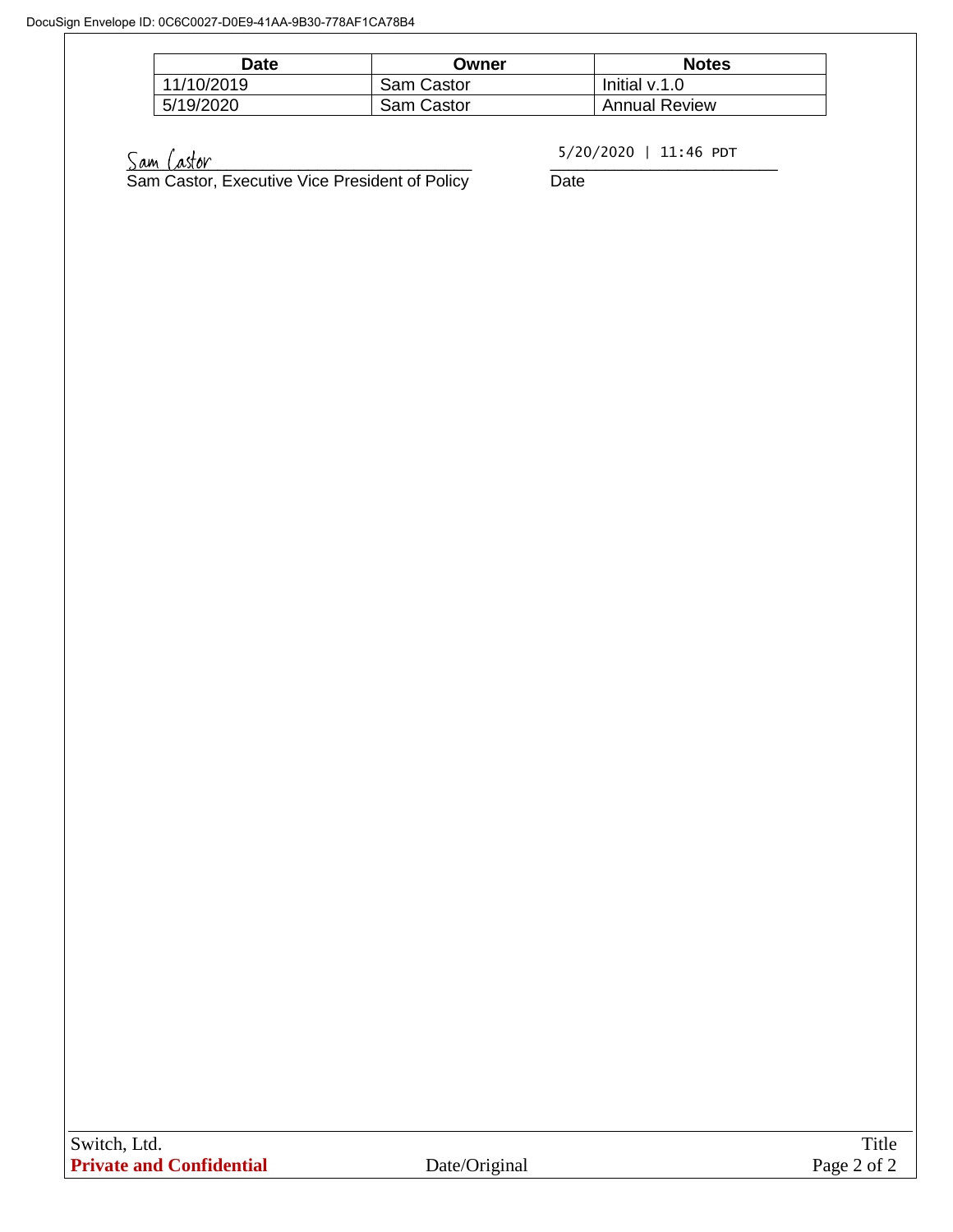| Date | Owner | Notes |
|---|---|---|
| 11/10/2019 | Sam Castor | Initial v.1.0 |
| 5/19/2020 | Sam Castor | Annual Review |

Sam Castor
Sam Castor, Executive Vice President of Policy

5/20/2020 | 11:46 PDT
Date